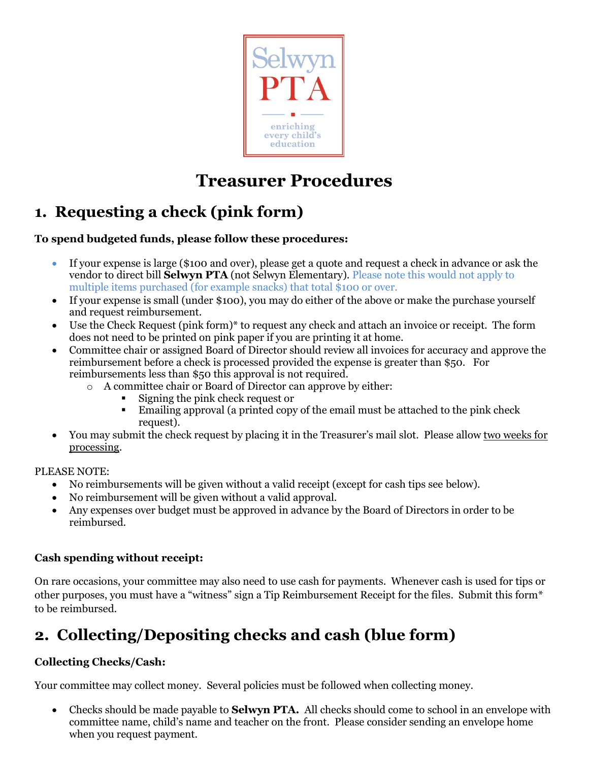Selwyn PTA

enriching every child's education

# Treasurer Procedures

## 1. Requesting a check (pink form)

**To spend budgeted funds, please follow these procedures:**

- If your expense is large ($100 and over), please get a quote and request a check in advance or ask the vendor to direct bill **Selwyn PTA** (not Selwyn Elementary). Please note this would not apply to multiple items purchased (for example snacks) that total $100 or over.
- If your expense is small (under $100), you may do either of the above or make the purchase yourself and request reimbursement.
- Use the Check Request (pink form)* to request any check and attach an invoice or receipt. The form does not need to be printed on pink paper if you are printing it at home.
- Committee chair or assigned Board of Director should review all invoices for accuracy and approve the reimbursement before a check is processed provided the expense is greater than $50. For reimbursements less than $50 this approval is not required.
  - A committee chair or Board of Director can approve by either:
    - Signing the pink check request or
    - Emailing approval (a printed copy of the email must be attached to the pink check request).
- You may submit the check request by placing it in the Treasurer's mail slot. Please allow two weeks for processing.

PLEASE NOTE:

- No reimbursements will be given without a valid receipt (except for cash tips see below).
- No reimbursement will be given without a valid approval.
- Any expenses over budget must be approved in advance by the Board of Directors in order to be reimbursed.

**Cash spending without receipt:**

On rare occasions, your committee may also need to use cash for payments. Whenever cash is used for tips or other purposes, you must have a "witness" sign a Tip Reimbursement Receipt for the files. Submit this form* to be reimbursed.

## 2. Collecting/Depositing checks and cash (blue form)

**Collecting Checks/Cash:**

Your committee may collect money. Several policies must be followed when collecting money.

- Checks should be made payable to **Selwyn PTA.** All checks should come to school in an envelope with committee name, child's name and teacher on the front. Please consider sending an envelope home when you request payment.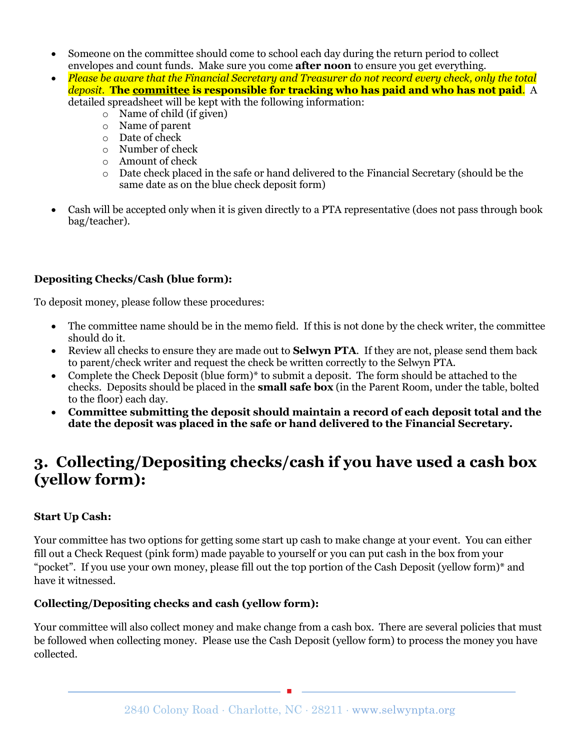- Someone on the committee should come to school each day during the return period to collect envelopes and count funds. Make sure you come **after noon** to ensure you get everything.
- *Please be aware that the Financial Secretary and Treasurer do not record every check, only the total deposit*. **The <u>committee</u> is responsible for tracking who has paid and who has not paid**. A detailed spreadsheet will be kept with the following information:
  - Name of child (if given)
  - Name of parent
  - Date of check
  - Number of check
  - Amount of check
  - Date check placed in the safe or hand delivered to the Financial Secretary (should be the same date as on the blue check deposit form)
- Cash will be accepted only when it is given directly to a PTA representative (does not pass through book bag/teacher).

**Depositing Checks/Cash (blue form):**

To deposit money, please follow these procedures:

- The committee name should be in the memo field. If this is not done by the check writer, the committee should do it.
- Review all checks to ensure they are made out to **Selwyn PTA**. If they are not, please send them back to parent/check writer and request the check be written correctly to the Selwyn PTA.
- Complete the Check Deposit (blue form)* to submit a deposit. The form should be attached to the checks. Deposits should be placed in the **small safe box** (in the Parent Room, under the table, bolted to the floor) each day.
- **Committee submitting the deposit should maintain a record of each deposit total and the date the deposit was placed in the safe or hand delivered to the Financial Secretary.**

## 3. Collecting/Depositing checks/cash if you have used a cash box (yellow form):

**Start Up Cash:**

Your committee has two options for getting some start up cash to make change at your event. You can either fill out a Check Request (pink form) made payable to yourself or you can put cash in the box from your "pocket". If you use your own money, please fill out the top portion of the Cash Deposit (yellow form)* and have it witnessed.

**Collecting/Depositing checks and cash (yellow form):**

Your committee will also collect money and make change from a cash box. There are several policies that must be followed when collecting money. Please use the Cash Deposit (yellow form) to process the money you have collected.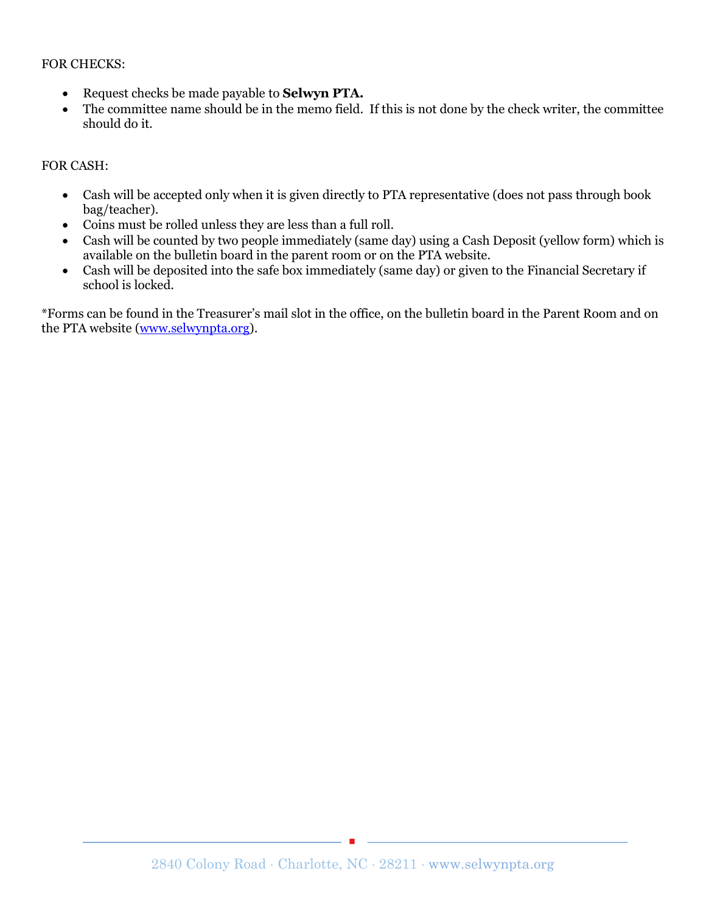FOR CHECKS:

- Request checks be made payable to **Selwyn PTA.**
- The committee name should be in the memo field. If this is not done by the check writer, the committee should do it.

FOR CASH:

- Cash will be accepted only when it is given directly to PTA representative (does not pass through book bag/teacher).
- Coins must be rolled unless they are less than a full roll.
- Cash will be counted by two people immediately (same day) using a Cash Deposit (yellow form) which is available on the bulletin board in the parent room or on the PTA website.
- Cash will be deposited into the safe box immediately (same day) or given to the Financial Secretary if school is locked.

*Forms can be found in the Treasurer's mail slot in the office, on the bulletin board in the Parent Room and on the PTA website (www.selwynpta.org).